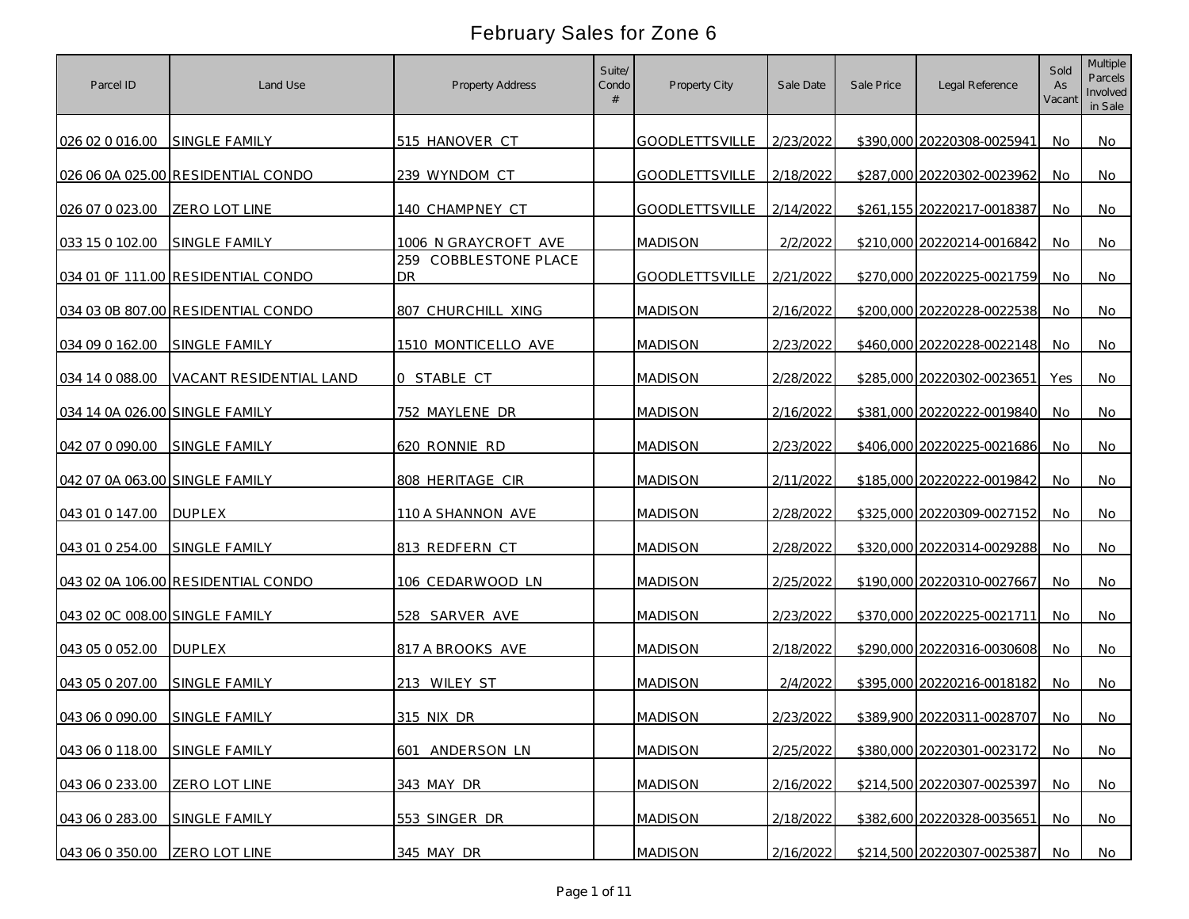# February Sales for Zone 6

| Parcel ID | Land Use | Property Address | Suite/ Condo # | Property City | Sale Date | Sale Price | Legal Reference | Sold As Vacant | Multiple Parcels Involved in Sale |
|---|---|---|---|---|---|---|---|---|---|
| 026 02 0 016.00 | SINGLE FAMILY | 515 HANOVER CT | | GOODLETTSVILLE | 2/23/2022 | $390,000 | 20220308-0025941 | No | No |
| 026 06 0A 025.00 | RESIDENTIAL CONDO | 239 WYNDOM CT | | GOODLETTSVILLE | 2/18/2022 | $287,000 | 20220302-0023962 | No | No |
| 026 07 0 023.00 | ZERO LOT LINE | 140 CHAMPNEY CT | | GOODLETTSVILLE | 2/14/2022 | $261,155 | 20220217-0018387 | No | No |
| 033 15 0 102.00 | SINGLE FAMILY | 1006 N GRAYCROFT AVE | | MADISON | 2/2/2022 | $210,000 | 20220214-0016842 | No | No |
| 034 01 0F 111.00 | RESIDENTIAL CONDO | 259 COBBLESTONE PLACE DR | | GOODLETTSVILLE | 2/21/2022 | $270,000 | 20220225-0021759 | No | No |
| 034 03 0B 807.00 | RESIDENTIAL CONDO | 807 CHURCHILL XING | | MADISON | 2/16/2022 | $200,000 | 20220228-0022538 | No | No |
| 034 09 0 162.00 | SINGLE FAMILY | 1510 MONTICELLO AVE | | MADISON | 2/23/2022 | $460,000 | 20220228-0022148 | No | No |
| 034 14 0 088.00 | VACANT RESIDENTIAL LAND | 0 STABLE CT | | MADISON | 2/28/2022 | $285,000 | 20220302-0023651 | Yes | No |
| 034 14 0A 026.00 | SINGLE FAMILY | 752 MAYLENE DR | | MADISON | 2/16/2022 | $381,000 | 20220222-0019840 | No | No |
| 042 07 0 090.00 | SINGLE FAMILY | 620 RONNIE RD | | MADISON | 2/23/2022 | $406,000 | 20220225-0021686 | No | No |
| 042 07 0A 063.00 | SINGLE FAMILY | 808 HERITAGE CIR | | MADISON | 2/11/2022 | $185,000 | 20220222-0019842 | No | No |
| 043 01 0 147.00 | DUPLEX | 110 A SHANNON AVE | | MADISON | 2/28/2022 | $325,000 | 20220309-0027152 | No | No |
| 043 01 0 254.00 | SINGLE FAMILY | 813 REDFERN CT | | MADISON | 2/28/2022 | $320,000 | 20220314-0029288 | No | No |
| 043 02 0A 106.00 | RESIDENTIAL CONDO | 106 CEDARWOOD LN | | MADISON | 2/25/2022 | $190,000 | 20220310-0027667 | No | No |
| 043 02 0C 008.00 | SINGLE FAMILY | 528 SARVER AVE | | MADISON | 2/23/2022 | $370,000 | 20220225-0021711 | No | No |
| 043 05 0 052.00 | DUPLEX | 817 A BROOKS AVE | | MADISON | 2/18/2022 | $290,000 | 20220316-0030608 | No | No |
| 043 05 0 207.00 | SINGLE FAMILY | 213 WILEY ST | | MADISON | 2/4/2022 | $395,000 | 20220216-0018182 | No | No |
| 043 06 0 090.00 | SINGLE FAMILY | 315 NIX DR | | MADISON | 2/23/2022 | $389,900 | 20220311-0028707 | No | No |
| 043 06 0 118.00 | SINGLE FAMILY | 601 ANDERSON LN | | MADISON | 2/25/2022 | $380,000 | 20220301-0023172 | No | No |
| 043 06 0 233.00 | ZERO LOT LINE | 343 MAY DR | | MADISON | 2/16/2022 | $214,500 | 20220307-0025397 | No | No |
| 043 06 0 283.00 | SINGLE FAMILY | 553 SINGER DR | | MADISON | 2/18/2022 | $382,600 | 20220328-0035651 | No | No |
| 043 06 0 350.00 | ZERO LOT LINE | 345 MAY DR | | MADISON | 2/16/2022 | $214,500 | 20220307-0025387 | No | No |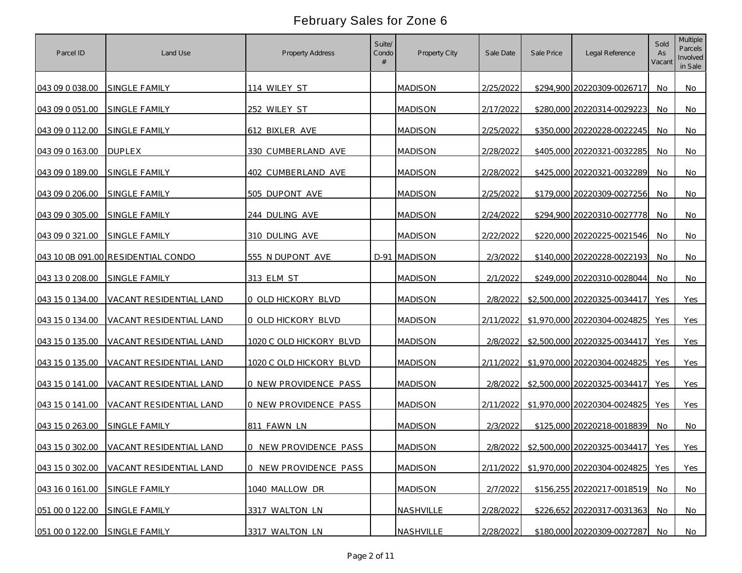# February Sales for Zone 6

| Parcel ID | Land Use | Property Address | Suite/ Condo # | Property City | Sale Date | Sale Price | Legal Reference | Sold As Vacant | Multiple Parcels Involved in Sale |
|---|---|---|---|---|---|---|---|---|---|
| 043 09 0 038.00 | SINGLE FAMILY | 114 WILEY ST | | MADISON | 2/25/2022 | $294,900 | 20220309-0026717 | No | No |
| 043 09 0 051.00 | SINGLE FAMILY | 252 WILEY ST | | MADISON | 2/17/2022 | $280,000 | 20220314-0029223 | No | No |
| 043 09 0 112.00 | SINGLE FAMILY | 612 BIXLER AVE | | MADISON | 2/25/2022 | $350,000 | 20220228-0022245 | No | No |
| 043 09 0 163.00 | DUPLEX | 330 CUMBERLAND AVE | | MADISON | 2/28/2022 | $405,000 | 20220321-0032285 | No | No |
| 043 09 0 189.00 | SINGLE FAMILY | 402 CUMBERLAND AVE | | MADISON | 2/28/2022 | $425,000 | 20220321-0032289 | No | No |
| 043 09 0 206.00 | SINGLE FAMILY | 505 DUPONT AVE | | MADISON | 2/25/2022 | $179,000 | 20220309-0027256 | No | No |
| 043 09 0 305.00 | SINGLE FAMILY | 244 DULING AVE | | MADISON | 2/24/2022 | $294,900 | 20220310-0027778 | No | No |
| 043 09 0 321.00 | SINGLE FAMILY | 310 DULING AVE | | MADISON | 2/22/2022 | $220,000 | 20220225-0021546 | No | No |
| 043 10 0B 091.00 | RESIDENTIAL CONDO | 555 N DUPONT AVE | D-91 | MADISON | 2/3/2022 | $140,000 | 20220228-0022193 | No | No |
| 043 13 0 208.00 | SINGLE FAMILY | 313 ELM ST | | MADISON | 2/1/2022 | $249,000 | 20220310-0028044 | No | No |
| 043 15 0 134.00 | VACANT RESIDENTIAL LAND | 0 OLD HICKORY BLVD | | MADISON | 2/8/2022 | $2,500,000 | 20220325-0034417 | Yes | Yes |
| 043 15 0 134.00 | VACANT RESIDENTIAL LAND | 0 OLD HICKORY BLVD | | MADISON | 2/11/2022 | $1,970,000 | 20220304-0024825 | Yes | Yes |
| 043 15 0 135.00 | VACANT RESIDENTIAL LAND | 1020 C OLD HICKORY BLVD | | MADISON | 2/8/2022 | $2,500,000 | 20220325-0034417 | Yes | Yes |
| 043 15 0 135.00 | VACANT RESIDENTIAL LAND | 1020 C OLD HICKORY BLVD | | MADISON | 2/11/2022 | $1,970,000 | 20220304-0024825 | Yes | Yes |
| 043 15 0 141.00 | VACANT RESIDENTIAL LAND | 0 NEW PROVIDENCE PASS | | MADISON | 2/8/2022 | $2,500,000 | 20220325-0034417 | Yes | Yes |
| 043 15 0 141.00 | VACANT RESIDENTIAL LAND | 0 NEW PROVIDENCE PASS | | MADISON | 2/11/2022 | $1,970,000 | 20220304-0024825 | Yes | Yes |
| 043 15 0 263.00 | SINGLE FAMILY | 811 FAWN LN | | MADISON | 2/3/2022 | $125,000 | 20220218-0018839 | No | No |
| 043 15 0 302.00 | VACANT RESIDENTIAL LAND | 0 NEW PROVIDENCE PASS | | MADISON | 2/8/2022 | $2,500,000 | 20220325-0034417 | Yes | Yes |
| 043 15 0 302.00 | VACANT RESIDENTIAL LAND | 0 NEW PROVIDENCE PASS | | MADISON | 2/11/2022 | $1,970,000 | 20220304-0024825 | Yes | Yes |
| 043 16 0 161.00 | SINGLE FAMILY | 1040 MALLOW DR | | MADISON | 2/7/2022 | $156,255 | 20220217-0018519 | No | No |
| 051 00 0 122.00 | SINGLE FAMILY | 3317 WALTON LN | | NASHVILLE | 2/28/2022 | $226,652 | 20220317-0031363 | No | No |
| 051 00 0 122.00 | SINGLE FAMILY | 3317 WALTON LN | | NASHVILLE | 2/28/2022 | $180,000 | 20220309-0027287 | No | No |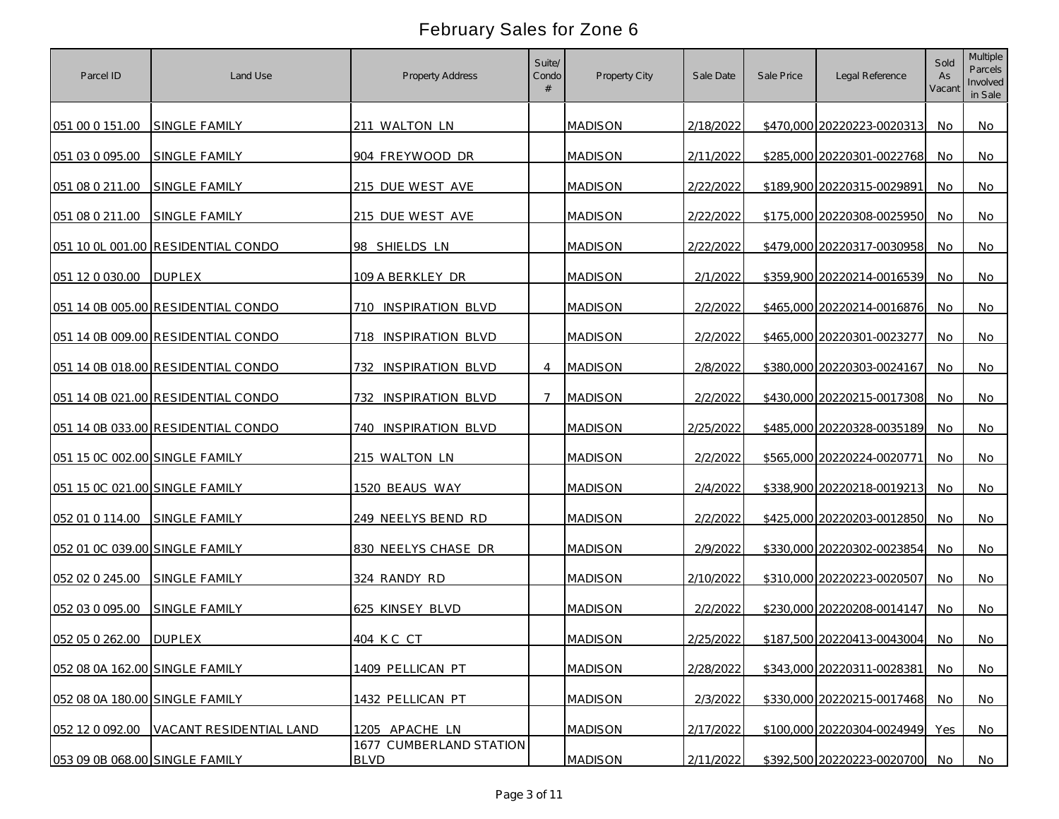# February Sales for Zone 6

| Parcel ID | Land Use | Property Address | Suite/ Condo # | Property City | Sale Date | Sale Price | Legal Reference | Sold As Vacant | Multiple Parcels Involved in Sale |
|---|---|---|---|---|---|---|---|---|---|
| 051 00 0 151.00 | SINGLE FAMILY | 211 WALTON LN | | MADISON | 2/18/2022 | $470,000 | 20220223-0020313 | No | No |
| 051 03 0 095.00 | SINGLE FAMILY | 904 FREYWOOD DR | | MADISON | 2/11/2022 | $285,000 | 20220301-0022768 | No | No |
| 051 08 0 211.00 | SINGLE FAMILY | 215 DUE WEST AVE | | MADISON | 2/22/2022 | $189,900 | 20220315-0029891 | No | No |
| 051 08 0 211.00 | SINGLE FAMILY | 215 DUE WEST AVE | | MADISON | 2/22/2022 | $175,000 | 20220308-0025950 | No | No |
| 051 10 0L 001.00 | RESIDENTIAL CONDO | 98 SHIELDS LN | | MADISON | 2/22/2022 | $479,000 | 20220317-0030958 | No | No |
| 051 12 0 030.00 | DUPLEX | 109 A BERKLEY DR | | MADISON | 2/1/2022 | $359,900 | 20220214-0016539 | No | No |
| 051 14 0B 005.00 | RESIDENTIAL CONDO | 710 INSPIRATION BLVD | | MADISON | 2/2/2022 | $465,000 | 20220214-0016876 | No | No |
| 051 14 0B 009.00 | RESIDENTIAL CONDO | 718 INSPIRATION BLVD | | MADISON | 2/2/2022 | $465,000 | 20220301-0023277 | No | No |
| 051 14 0B 018.00 | RESIDENTIAL CONDO | 732 INSPIRATION BLVD | 4 | MADISON | 2/8/2022 | $380,000 | 20220303-0024167 | No | No |
| 051 14 0B 021.00 | RESIDENTIAL CONDO | 732 INSPIRATION BLVD | 7 | MADISON | 2/2/2022 | $430,000 | 20220215-0017308 | No | No |
| 051 14 0B 033.00 | RESIDENTIAL CONDO | 740 INSPIRATION BLVD | | MADISON | 2/25/2022 | $485,000 | 20220328-0035189 | No | No |
| 051 15 0C 002.00 | SINGLE FAMILY | 215 WALTON LN | | MADISON | 2/2/2022 | $565,000 | 20220224-0020771 | No | No |
| 051 15 0C 021.00 | SINGLE FAMILY | 1520 BEAUS WAY | | MADISON | 2/4/2022 | $338,900 | 20220218-0019213 | No | No |
| 052 01 0 114.00 | SINGLE FAMILY | 249 NEELYS BEND RD | | MADISON | 2/2/2022 | $425,000 | 20220203-0012850 | No | No |
| 052 01 0C 039.00 | SINGLE FAMILY | 830 NEELYS CHASE DR | | MADISON | 2/9/2022 | $330,000 | 20220302-0023854 | No | No |
| 052 02 0 245.00 | SINGLE FAMILY | 324 RANDY RD | | MADISON | 2/10/2022 | $310,000 | 20220223-0020507 | No | No |
| 052 03 0 095.00 | SINGLE FAMILY | 625 KINSEY BLVD | | MADISON | 2/2/2022 | $230,000 | 20220208-0014147 | No | No |
| 052 05 0 262.00 | DUPLEX | 404 K C CT | | MADISON | 2/25/2022 | $187,500 | 20220413-0043004 | No | No |
| 052 08 0A 162.00 | SINGLE FAMILY | 1409 PELLICAN PT | | MADISON | 2/28/2022 | $343,000 | 20220311-0028381 | No | No |
| 052 08 0A 180.00 | SINGLE FAMILY | 1432 PELLICAN PT | | MADISON | 2/3/2022 | $330,000 | 20220215-0017468 | No | No |
| 052 12 0 092.00 | VACANT RESIDENTIAL LAND | 1205 APACHE LN | | MADISON | 2/17/2022 | $100,000 | 20220304-0024949 | Yes | No |
| 053 09 0B 068.00 | SINGLE FAMILY | 1677 CUMBERLAND STATION BLVD | | MADISON | 2/11/2022 | $392,500 | 20220223-0020700 | No | No |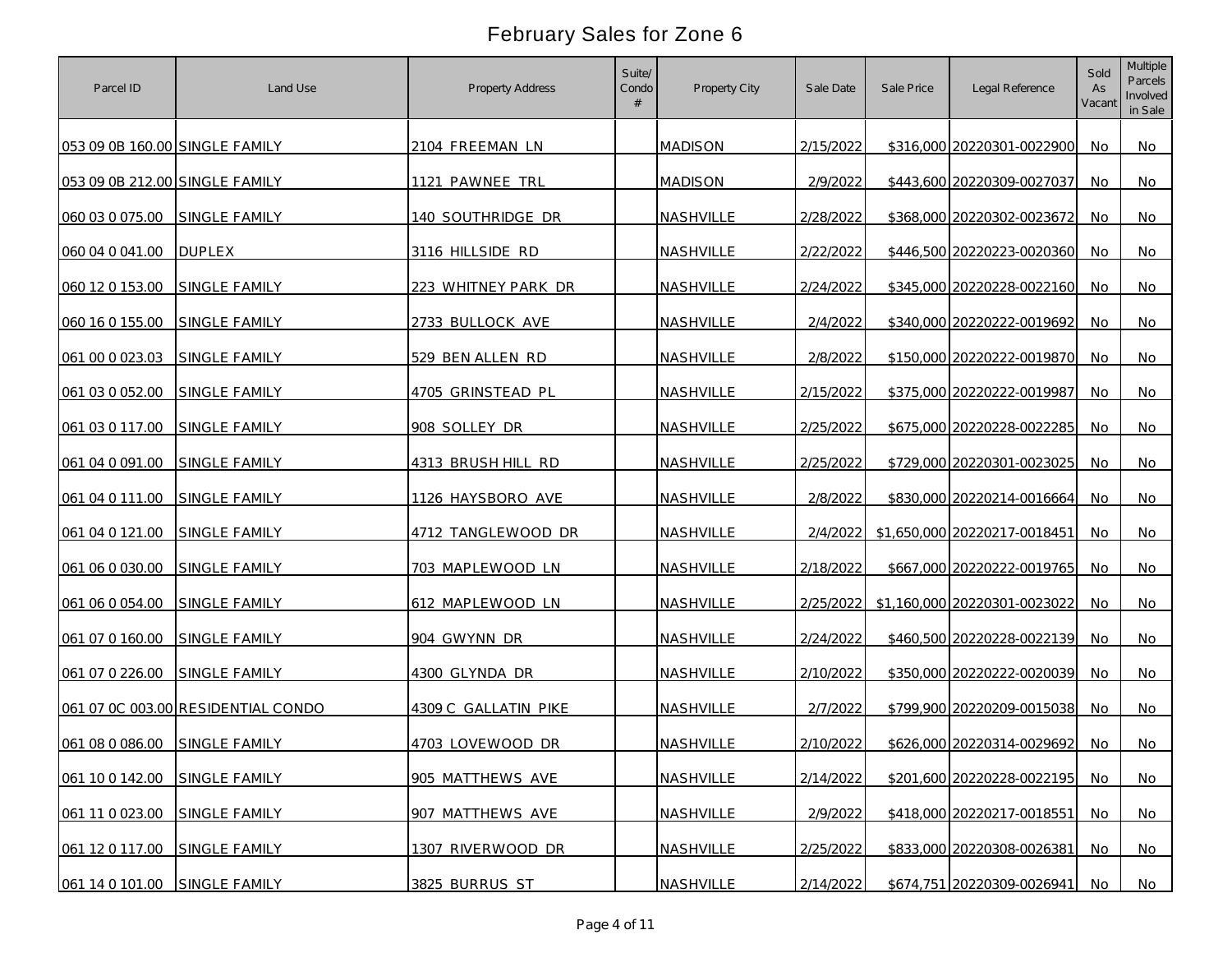# February Sales for Zone 6

| Parcel ID | Land Use | Property Address | Suite/ Condo # | Property City | Sale Date | Sale Price | Legal Reference | Sold As Vacant | Multiple Parcels Involved in Sale |
|---|---|---|---|---|---|---|---|---|---|
| 053 09 0B 160.00 | SINGLE FAMILY | 2104 FREEMAN LN | | MADISON | 2/15/2022 | $316,000 | 20220301-0022900 | No | No |
| 053 09 0B 212.00 | SINGLE FAMILY | 1121 PAWNEE TRL | | MADISON | 2/9/2022 | $443,600 | 20220309-0027037 | No | No |
| 060 03 0 075.00 | SINGLE FAMILY | 140 SOUTHRIDGE DR | | NASHVILLE | 2/28/2022 | $368,000 | 20220302-0023672 | No | No |
| 060 04 0 041.00 | DUPLEX | 3116 HILLSIDE RD | | NASHVILLE | 2/22/2022 | $446,500 | 20220223-0020360 | No | No |
| 060 12 0 153.00 | SINGLE FAMILY | 223 WHITNEY PARK DR | | NASHVILLE | 2/24/2022 | $345,000 | 20220228-0022160 | No | No |
| 060 16 0 155.00 | SINGLE FAMILY | 2733 BULLOCK AVE | | NASHVILLE | 2/4/2022 | $340,000 | 20220222-0019692 | No | No |
| 061 00 0 023.03 | SINGLE FAMILY | 529 BEN ALLEN RD | | NASHVILLE | 2/8/2022 | $150,000 | 20220222-0019870 | No | No |
| 061 03 0 052.00 | SINGLE FAMILY | 4705 GRINSTEAD PL | | NASHVILLE | 2/15/2022 | $375,000 | 20220222-0019987 | No | No |
| 061 03 0 117.00 | SINGLE FAMILY | 908 SOLLEY DR | | NASHVILLE | 2/25/2022 | $675,000 | 20220228-0022285 | No | No |
| 061 04 0 091.00 | SINGLE FAMILY | 4313 BRUSH HILL RD | | NASHVILLE | 2/25/2022 | $729,000 | 20220301-0023025 | No | No |
| 061 04 0 111.00 | SINGLE FAMILY | 1126 HAYSBORO AVE | | NASHVILLE | 2/8/2022 | $830,000 | 20220214-0016664 | No | No |
| 061 04 0 121.00 | SINGLE FAMILY | 4712 TANGLEWOOD DR | | NASHVILLE | 2/4/2022 | $1,650,000 | 20220217-0018451 | No | No |
| 061 06 0 030.00 | SINGLE FAMILY | 703 MAPLEWOOD LN | | NASHVILLE | 2/18/2022 | $667,000 | 20220222-0019765 | No | No |
| 061 06 0 054.00 | SINGLE FAMILY | 612 MAPLEWOOD LN | | NASHVILLE | 2/25/2022 | $1,160,000 | 20220301-0023022 | No | No |
| 061 07 0 160.00 | SINGLE FAMILY | 904 GWYNN DR | | NASHVILLE | 2/24/2022 | $460,500 | 20220228-0022139 | No | No |
| 061 07 0 226.00 | SINGLE FAMILY | 4300 GLYNDA DR | | NASHVILLE | 2/10/2022 | $350,000 | 20220222-0020039 | No | No |
| 061 07 0C 003.00 | RESIDENTIAL CONDO | 4309 C GALLATIN PIKE | | NASHVILLE | 2/7/2022 | $799,900 | 20220209-0015038 | No | No |
| 061 08 0 086.00 | SINGLE FAMILY | 4703 LOVEWOOD DR | | NASHVILLE | 2/10/2022 | $626,000 | 20220314-0029692 | No | No |
| 061 10 0 142.00 | SINGLE FAMILY | 905 MATTHEWS AVE | | NASHVILLE | 2/14/2022 | $201,600 | 20220228-0022195 | No | No |
| 061 11 0 023.00 | SINGLE FAMILY | 907 MATTHEWS AVE | | NASHVILLE | 2/9/2022 | $418,000 | 20220217-0018551 | No | No |
| 061 12 0 117.00 | SINGLE FAMILY | 1307 RIVERWOOD DR | | NASHVILLE | 2/25/2022 | $833,000 | 20220308-0026381 | No | No |
| 061 14 0 101.00 | SINGLE FAMILY | 3825 BURRUS ST | | NASHVILLE | 2/14/2022 | $674,751 | 20220309-0026941 | No | No |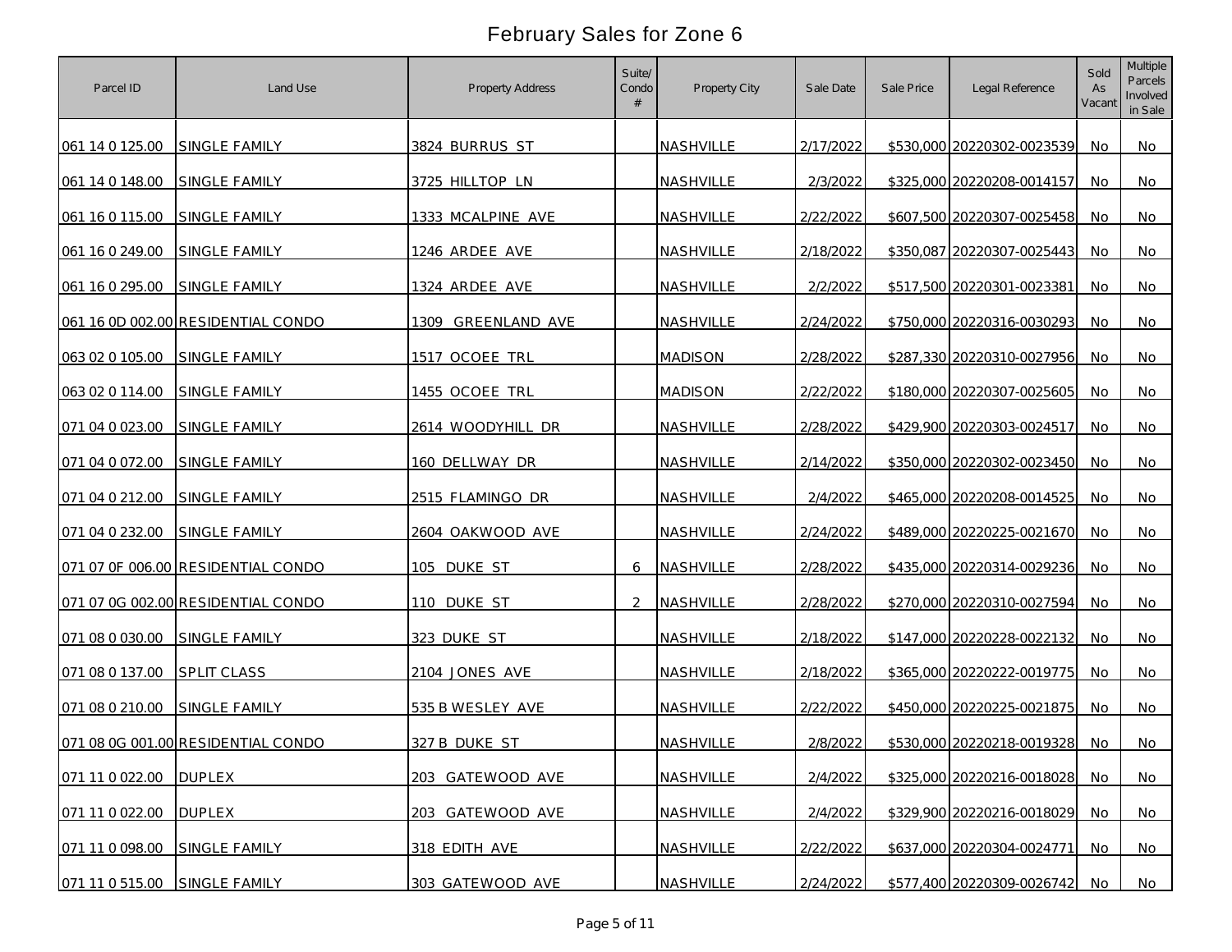# February Sales for Zone 6

| Parcel ID | Land Use | Property Address | Suite/ Condo # | Property City | Sale Date | Sale Price | Legal Reference | Sold As Vacant | Multiple Parcels Involved in Sale |
|---|---|---|---|---|---|---|---|---|---|
| 061 14 0 125.00 | SINGLE FAMILY | 3824 BURRUS ST | | NASHVILLE | 2/17/2022 | $530,000 | 20220302-0023539 | No | No |
| 061 14 0 148.00 | SINGLE FAMILY | 3725 HILLTOP LN | | NASHVILLE | 2/3/2022 | $325,000 | 20220208-0014157 | No | No |
| 061 16 0 115.00 | SINGLE FAMILY | 1333 MCALPINE AVE | | NASHVILLE | 2/22/2022 | $607,500 | 20220307-0025458 | No | No |
| 061 16 0 249.00 | SINGLE FAMILY | 1246 ARDEE AVE | | NASHVILLE | 2/18/2022 | $350,087 | 20220307-0025443 | No | No |
| 061 16 0 295.00 | SINGLE FAMILY | 1324 ARDEE AVE | | NASHVILLE | 2/2/2022 | $517,500 | 20220301-0023381 | No | No |
| 061 16 0D 002.00 | RESIDENTIAL CONDO | 1309 GREENLAND AVE | | NASHVILLE | 2/24/2022 | $750,000 | 20220316-0030293 | No | No |
| 063 02 0 105.00 | SINGLE FAMILY | 1517 OCOEE TRL | | MADISON | 2/28/2022 | $287,330 | 20220310-0027956 | No | No |
| 063 02 0 114.00 | SINGLE FAMILY | 1455 OCOEE TRL | | MADISON | 2/22/2022 | $180,000 | 20220307-0025605 | No | No |
| 071 04 0 023.00 | SINGLE FAMILY | 2614 WOODYHILL DR | | NASHVILLE | 2/28/2022 | $429,900 | 20220303-0024517 | No | No |
| 071 04 0 072.00 | SINGLE FAMILY | 160 DELLWAY DR | | NASHVILLE | 2/14/2022 | $350,000 | 20220302-0023450 | No | No |
| 071 04 0 212.00 | SINGLE FAMILY | 2515 FLAMINGO DR | | NASHVILLE | 2/4/2022 | $465,000 | 20220208-0014525 | No | No |
| 071 04 0 232.00 | SINGLE FAMILY | 2604 OAKWOOD AVE | | NASHVILLE | 2/24/2022 | $489,000 | 20220225-0021670 | No | No |
| 071 07 0F 006.00 | RESIDENTIAL CONDO | 105 DUKE ST | 6 | NASHVILLE | 2/28/2022 | $435,000 | 20220314-0029236 | No | No |
| 071 07 0G 002.00 | RESIDENTIAL CONDO | 110 DUKE ST | 2 | NASHVILLE | 2/28/2022 | $270,000 | 20220310-0027594 | No | No |
| 071 08 0 030.00 | SINGLE FAMILY | 323 DUKE ST | | NASHVILLE | 2/18/2022 | $147,000 | 20220228-0022132 | No | No |
| 071 08 0 137.00 | SPLIT CLASS | 2104 JONES AVE | | NASHVILLE | 2/18/2022 | $365,000 | 20220222-0019775 | No | No |
| 071 08 0 210.00 | SINGLE FAMILY | 535 B WESLEY AVE | | NASHVILLE | 2/22/2022 | $450,000 | 20220225-0021875 | No | No |
| 071 08 0G 001.00 | RESIDENTIAL CONDO | 327 B DUKE ST | | NASHVILLE | 2/8/2022 | $530,000 | 20220218-0019328 | No | No |
| 071 11 0 022.00 | DUPLEX | 203 GATEWOOD AVE | | NASHVILLE | 2/4/2022 | $325,000 | 20220216-0018028 | No | No |
| 071 11 0 022.00 | DUPLEX | 203 GATEWOOD AVE | | NASHVILLE | 2/4/2022 | $329,900 | 20220216-0018029 | No | No |
| 071 11 0 098.00 | SINGLE FAMILY | 318 EDITH AVE | | NASHVILLE | 2/22/2022 | $637,000 | 20220304-0024771 | No | No |
| 071 11 0 515.00 | SINGLE FAMILY | 303 GATEWOOD AVE | | NASHVILLE | 2/24/2022 | $577,400 | 20220309-0026742 | No | No |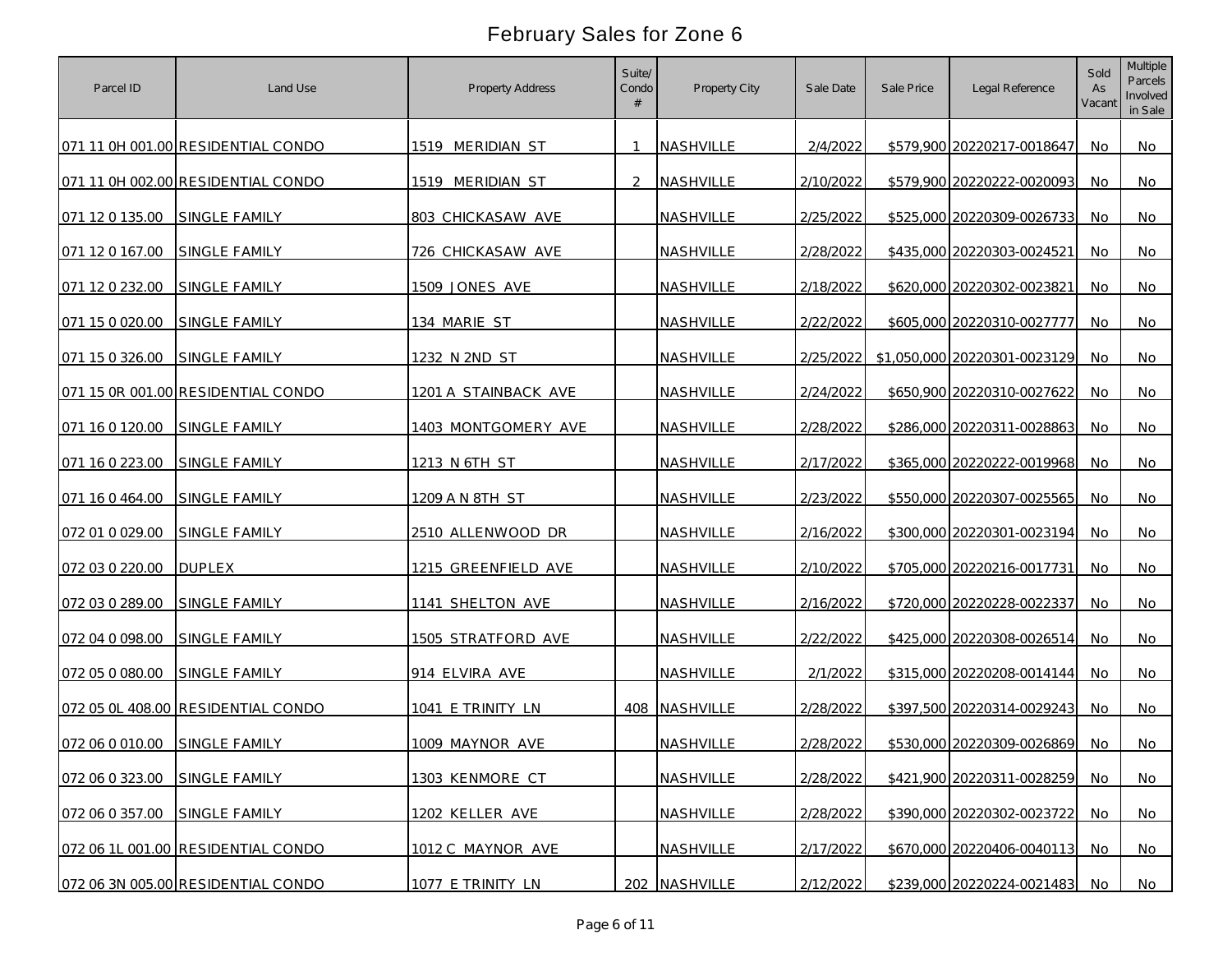# February Sales for Zone 6

| Parcel ID | Land Use | Property Address | Suite/ Condo # | Property City | Sale Date | Sale Price | Legal Reference | Sold As Vacant | Multiple Parcels Involved in Sale |
|---|---|---|---|---|---|---|---|---|---|
| 071 11 0H 001.00 | RESIDENTIAL CONDO | 1519 MERIDIAN ST | 1 | NASHVILLE | 2/4/2022 | $579,900 | 20220217-0018647 | No | No |
| 071 11 0H 002.00 | RESIDENTIAL CONDO | 1519 MERIDIAN ST | 2 | NASHVILLE | 2/10/2022 | $579,900 | 20220222-0020093 | No | No |
| 071 12 0 135.00 | SINGLE FAMILY | 803 CHICKASAW AVE | | NASHVILLE | 2/25/2022 | $525,000 | 20220309-0026733 | No | No |
| 071 12 0 167.00 | SINGLE FAMILY | 726 CHICKASAW AVE | | NASHVILLE | 2/28/2022 | $435,000 | 20220303-0024521 | No | No |
| 071 12 0 232.00 | SINGLE FAMILY | 1509 JONES AVE | | NASHVILLE | 2/18/2022 | $620,000 | 20220302-0023821 | No | No |
| 071 15 0 020.00 | SINGLE FAMILY | 134 MARIE ST | | NASHVILLE | 2/22/2022 | $605,000 | 20220310-0027777 | No | No |
| 071 15 0 326.00 | SINGLE FAMILY | 1232 N 2ND ST | | NASHVILLE | 2/25/2022 | $1,050,000 | 20220301-0023129 | No | No |
| 071 15 0R 001.00 | RESIDENTIAL CONDO | 1201 A STAINBACK AVE | | NASHVILLE | 2/24/2022 | $650,900 | 20220310-0027622 | No | No |
| 071 16 0 120.00 | SINGLE FAMILY | 1403 MONTGOMERY AVE | | NASHVILLE | 2/28/2022 | $286,000 | 20220311-0028863 | No | No |
| 071 16 0 223.00 | SINGLE FAMILY | 1213 N 6TH ST | | NASHVILLE | 2/17/2022 | $365,000 | 20220222-0019968 | No | No |
| 071 16 0 464.00 | SINGLE FAMILY | 1209 A N 8TH ST | | NASHVILLE | 2/23/2022 | $550,000 | 20220307-0025565 | No | No |
| 072 01 0 029.00 | SINGLE FAMILY | 2510 ALLENWOOD DR | | NASHVILLE | 2/16/2022 | $300,000 | 20220301-0023194 | No | No |
| 072 03 0 220.00 | DUPLEX | 1215 GREENFIELD AVE | | NASHVILLE | 2/10/2022 | $705,000 | 20220216-0017731 | No | No |
| 072 03 0 289.00 | SINGLE FAMILY | 1141 SHELTON AVE | | NASHVILLE | 2/16/2022 | $720,000 | 20220228-0022337 | No | No |
| 072 04 0 098.00 | SINGLE FAMILY | 1505 STRATFORD AVE | | NASHVILLE | 2/22/2022 | $425,000 | 20220308-0026514 | No | No |
| 072 05 0 080.00 | SINGLE FAMILY | 914 ELVIRA AVE | | NASHVILLE | 2/1/2022 | $315,000 | 20220208-0014144 | No | No |
| 072 05 0L 408.00 | RESIDENTIAL CONDO | 1041 E TRINITY LN | 408 | NASHVILLE | 2/28/2022 | $397,500 | 20220314-0029243 | No | No |
| 072 06 0 010.00 | SINGLE FAMILY | 1009 MAYNOR AVE | | NASHVILLE | 2/28/2022 | $530,000 | 20220309-0026869 | No | No |
| 072 06 0 323.00 | SINGLE FAMILY | 1303 KENMORE CT | | NASHVILLE | 2/28/2022 | $421,900 | 20220311-0028259 | No | No |
| 072 06 0 357.00 | SINGLE FAMILY | 1202 KELLER AVE | | NASHVILLE | 2/28/2022 | $390,000 | 20220302-0023722 | No | No |
| 072 06 1L 001.00 | RESIDENTIAL CONDO | 1012 C MAYNOR AVE | | NASHVILLE | 2/17/2022 | $670,000 | 20220406-0040113 | No | No |
| 072 06 3N 005.00 | RESIDENTIAL CONDO | 1077 E TRINITY LN | 202 | NASHVILLE | 2/12/2022 | $239,000 | 20220224-0021483 | No | No |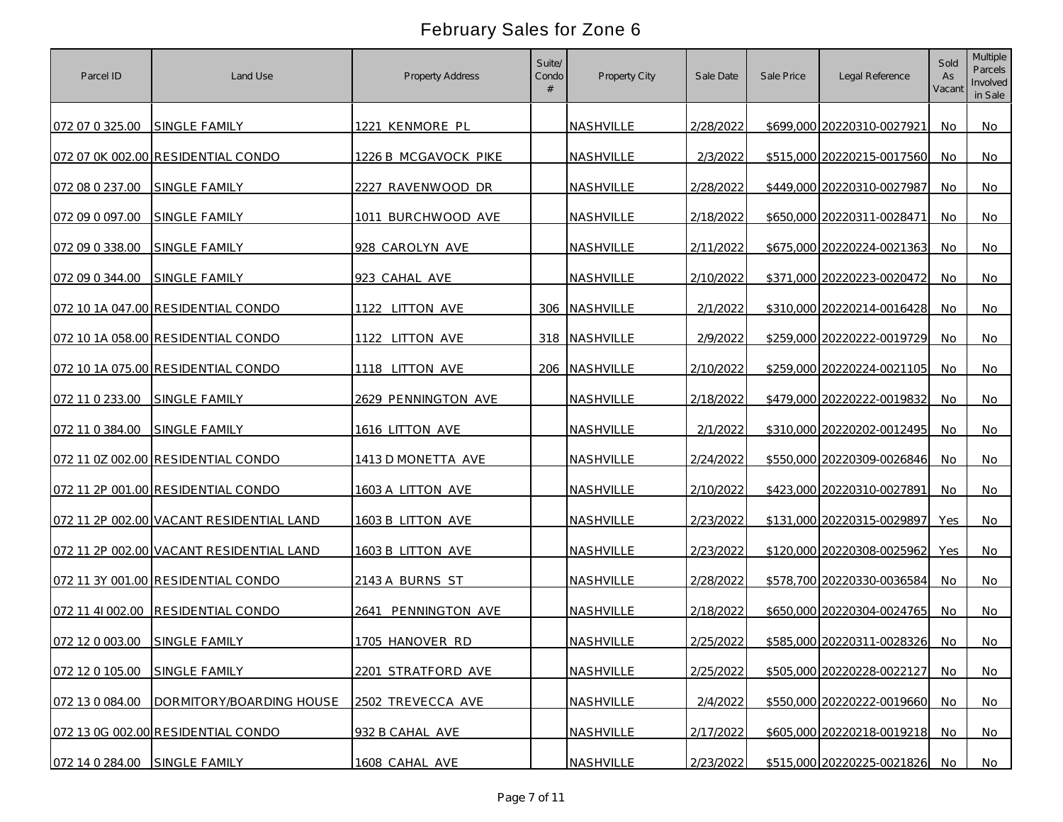# February Sales for Zone 6

| Parcel ID | Land Use | Property Address | Suite/ Condo # | Property City | Sale Date | Sale Price | Legal Reference | Sold As Vacant | Multiple Parcels Involved in Sale |
|---|---|---|---|---|---|---|---|---|---|
| 072 07 0 325.00 | SINGLE FAMILY | 1221 KENMORE PL | | NASHVILLE | 2/28/2022 | $699,000 | 20220310-0027921 | No | No |
| 072 07 0K 002.00 | RESIDENTIAL CONDO | 1226 B MCGAVOCK PIKE | | NASHVILLE | 2/3/2022 | $515,000 | 20220215-0017560 | No | No |
| 072 08 0 237.00 | SINGLE FAMILY | 2227 RAVENWOOD DR | | NASHVILLE | 2/28/2022 | $449,000 | 20220310-0027987 | No | No |
| 072 09 0 097.00 | SINGLE FAMILY | 1011 BURCHWOOD AVE | | NASHVILLE | 2/18/2022 | $650,000 | 20220311-0028471 | No | No |
| 072 09 0 338.00 | SINGLE FAMILY | 928 CAROLYN AVE | | NASHVILLE | 2/11/2022 | $675,000 | 20220224-0021363 | No | No |
| 072 09 0 344.00 | SINGLE FAMILY | 923 CAHAL AVE | | NASHVILLE | 2/10/2022 | $371,000 | 20220223-0020472 | No | No |
| 072 10 1A 047.00 | RESIDENTIAL CONDO | 1122 LITTON AVE | 306 | NASHVILLE | 2/1/2022 | $310,000 | 20220214-0016428 | No | No |
| 072 10 1A 058.00 | RESIDENTIAL CONDO | 1122 LITTON AVE | 318 | NASHVILLE | 2/9/2022 | $259,000 | 20220222-0019729 | No | No |
| 072 10 1A 075.00 | RESIDENTIAL CONDO | 1118 LITTON AVE | 206 | NASHVILLE | 2/10/2022 | $259,000 | 20220224-0021105 | No | No |
| 072 11 0 233.00 | SINGLE FAMILY | 2629 PENNINGTON AVE | | NASHVILLE | 2/18/2022 | $479,000 | 20220222-0019832 | No | No |
| 072 11 0 384.00 | SINGLE FAMILY | 1616 LITTON AVE | | NASHVILLE | 2/1/2022 | $310,000 | 20220202-0012495 | No | No |
| 072 11 0Z 002.00 | RESIDENTIAL CONDO | 1413 D MONETTA AVE | | NASHVILLE | 2/24/2022 | $550,000 | 20220309-0026846 | No | No |
| 072 11 2P 001.00 | RESIDENTIAL CONDO | 1603 A LITTON AVE | | NASHVILLE | 2/10/2022 | $423,000 | 20220310-0027891 | No | No |
| 072 11 2P 002.00 | VACANT RESIDENTIAL LAND | 1603 B LITTON AVE | | NASHVILLE | 2/23/2022 | $131,000 | 20220315-0029897 | Yes | No |
| 072 11 2P 002.00 | VACANT RESIDENTIAL LAND | 1603 B LITTON AVE | | NASHVILLE | 2/23/2022 | $120,000 | 20220308-0025962 | Yes | No |
| 072 11 3Y 001.00 | RESIDENTIAL CONDO | 2143 A BURNS ST | | NASHVILLE | 2/28/2022 | $578,700 | 20220330-0036584 | No | No |
| 072 11 4I 002.00 | RESIDENTIAL CONDO | 2641 PENNINGTON AVE | | NASHVILLE | 2/18/2022 | $650,000 | 20220304-0024765 | No | No |
| 072 12 0 003.00 | SINGLE FAMILY | 1705 HANOVER RD | | NASHVILLE | 2/25/2022 | $585,000 | 20220311-0028326 | No | No |
| 072 12 0 105.00 | SINGLE FAMILY | 2201 STRATFORD AVE | | NASHVILLE | 2/25/2022 | $505,000 | 20220228-0022127 | No | No |
| 072 13 0 084.00 | DORMITORY/BOARDING HOUSE | 2502 TREVECCA AVE | | NASHVILLE | 2/4/2022 | $550,000 | 20220222-0019660 | No | No |
| 072 13 0G 002.00 | RESIDENTIAL CONDO | 932 B CAHAL AVE | | NASHVILLE | 2/17/2022 | $605,000 | 20220218-0019218 | No | No |
| 072 14 0 284.00 | SINGLE FAMILY | 1608 CAHAL AVE | | NASHVILLE | 2/23/2022 | $515,000 | 20220225-0021826 | No | No |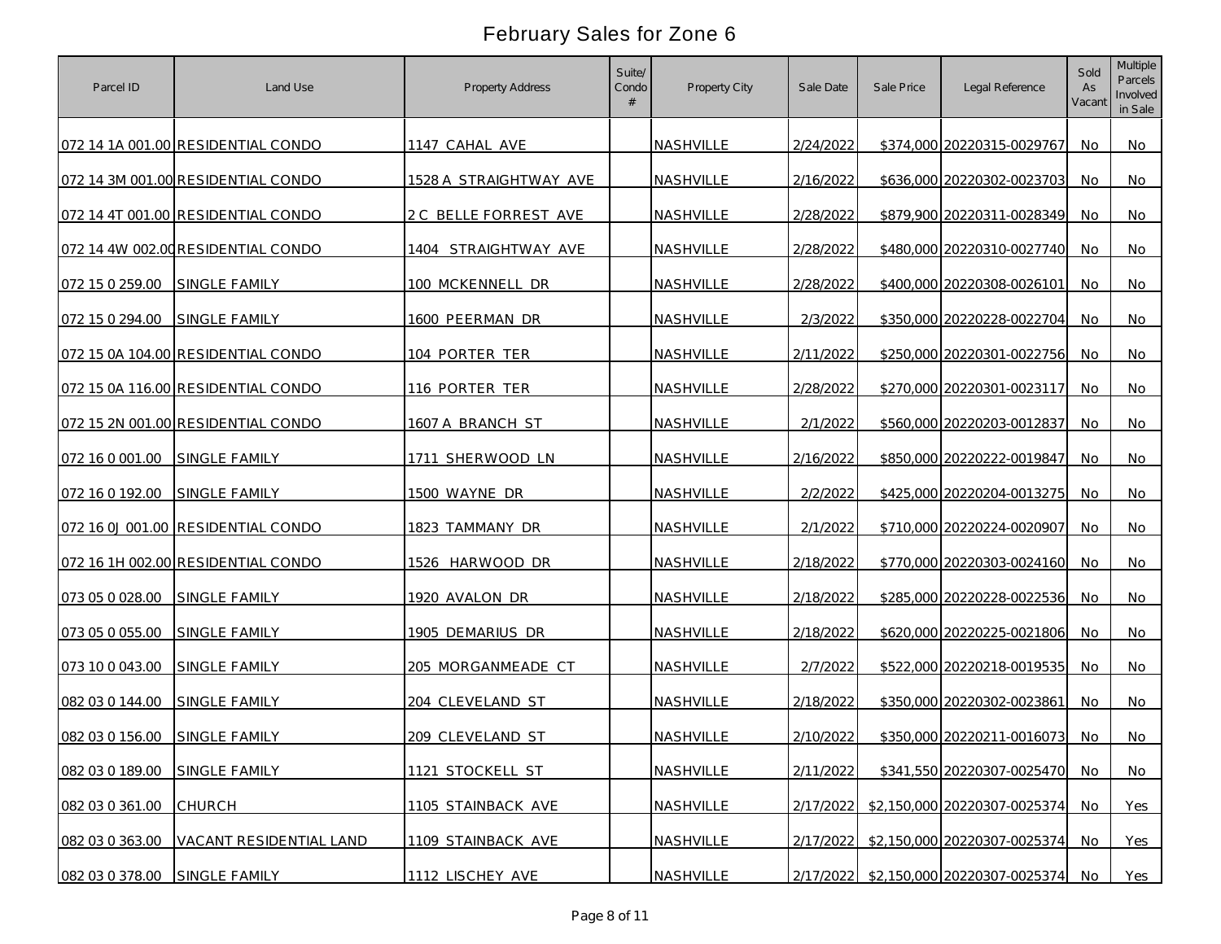# February Sales for Zone 6

| Parcel ID | Land Use | Property Address | Suite/ Condo # | Property City | Sale Date | Sale Price | Legal Reference | Sold As Vacant | Multiple Parcels Involved in Sale |
|---|---|---|---|---|---|---|---|---|---|
| 072 14 1A 001.00 | RESIDENTIAL CONDO | 1147 CAHAL AVE | | NASHVILLE | 2/24/2022 | $374,000 | 20220315-0029767 | No | No |
| 072 14 3M 001.00 | RESIDENTIAL CONDO | 1528 A STRAIGHTWAY AVE | | NASHVILLE | 2/16/2022 | $636,000 | 20220302-0023703 | No | No |
| 072 14 4T 001.00 | RESIDENTIAL CONDO | 2 C BELLE FORREST AVE | | NASHVILLE | 2/28/2022 | $879,900 | 20220311-0028349 | No | No |
| 072 14 4W 002.00 | RESIDENTIAL CONDO | 1404 STRAIGHTWAY AVE | | NASHVILLE | 2/28/2022 | $480,000 | 20220310-0027740 | No | No |
| 072 15 0 259.00 | SINGLE FAMILY | 100 MCKENNELL DR | | NASHVILLE | 2/28/2022 | $400,000 | 20220308-0026101 | No | No |
| 072 15 0 294.00 | SINGLE FAMILY | 1600 PEERMAN DR | | NASHVILLE | 2/3/2022 | $350,000 | 20220228-0022704 | No | No |
| 072 15 0A 104.00 | RESIDENTIAL CONDO | 104 PORTER TER | | NASHVILLE | 2/11/2022 | $250,000 | 20220301-0022756 | No | No |
| 072 15 0A 116.00 | RESIDENTIAL CONDO | 116 PORTER TER | | NASHVILLE | 2/28/2022 | $270,000 | 20220301-0023117 | No | No |
| 072 15 2N 001.00 | RESIDENTIAL CONDO | 1607 A BRANCH ST | | NASHVILLE | 2/1/2022 | $560,000 | 20220203-0012837 | No | No |
| 072 16 0 001.00 | SINGLE FAMILY | 1711 SHERWOOD LN | | NASHVILLE | 2/16/2022 | $850,000 | 20220222-0019847 | No | No |
| 072 16 0 192.00 | SINGLE FAMILY | 1500 WAYNE DR | | NASHVILLE | 2/2/2022 | $425,000 | 20220204-0013275 | No | No |
| 072 16 0J 001.00 | RESIDENTIAL CONDO | 1823 TAMMANY DR | | NASHVILLE | 2/1/2022 | $710,000 | 20220224-0020907 | No | No |
| 072 16 1H 002.00 | RESIDENTIAL CONDO | 1526 HARWOOD DR | | NASHVILLE | 2/18/2022 | $770,000 | 20220303-0024160 | No | No |
| 073 05 0 028.00 | SINGLE FAMILY | 1920 AVALON DR | | NASHVILLE | 2/18/2022 | $285,000 | 20220228-0022536 | No | No |
| 073 05 0 055.00 | SINGLE FAMILY | 1905 DEMARIUS DR | | NASHVILLE | 2/18/2022 | $620,000 | 20220225-0021806 | No | No |
| 073 10 0 043.00 | SINGLE FAMILY | 205 MORGANMEADE CT | | NASHVILLE | 2/7/2022 | $522,000 | 20220218-0019535 | No | No |
| 082 03 0 144.00 | SINGLE FAMILY | 204 CLEVELAND ST | | NASHVILLE | 2/18/2022 | $350,000 | 20220302-0023861 | No | No |
| 082 03 0 156.00 | SINGLE FAMILY | 209 CLEVELAND ST | | NASHVILLE | 2/10/2022 | $350,000 | 20220211-0016073 | No | No |
| 082 03 0 189.00 | SINGLE FAMILY | 1121 STOCKELL ST | | NASHVILLE | 2/11/2022 | $341,550 | 20220307-0025470 | No | No |
| 082 03 0 361.00 | CHURCH | 1105 STAINBACK AVE | | NASHVILLE | 2/17/2022 | $2,150,000 | 20220307-0025374 | No | Yes |
| 082 03 0 363.00 | VACANT RESIDENTIAL LAND | 1109 STAINBACK AVE | | NASHVILLE | 2/17/2022 | $2,150,000 | 20220307-0025374 | No | Yes |
| 082 03 0 378.00 | SINGLE FAMILY | 1112 LISCHEY AVE | | NASHVILLE | 2/17/2022 | $2,150,000 | 20220307-0025374 | No | Yes |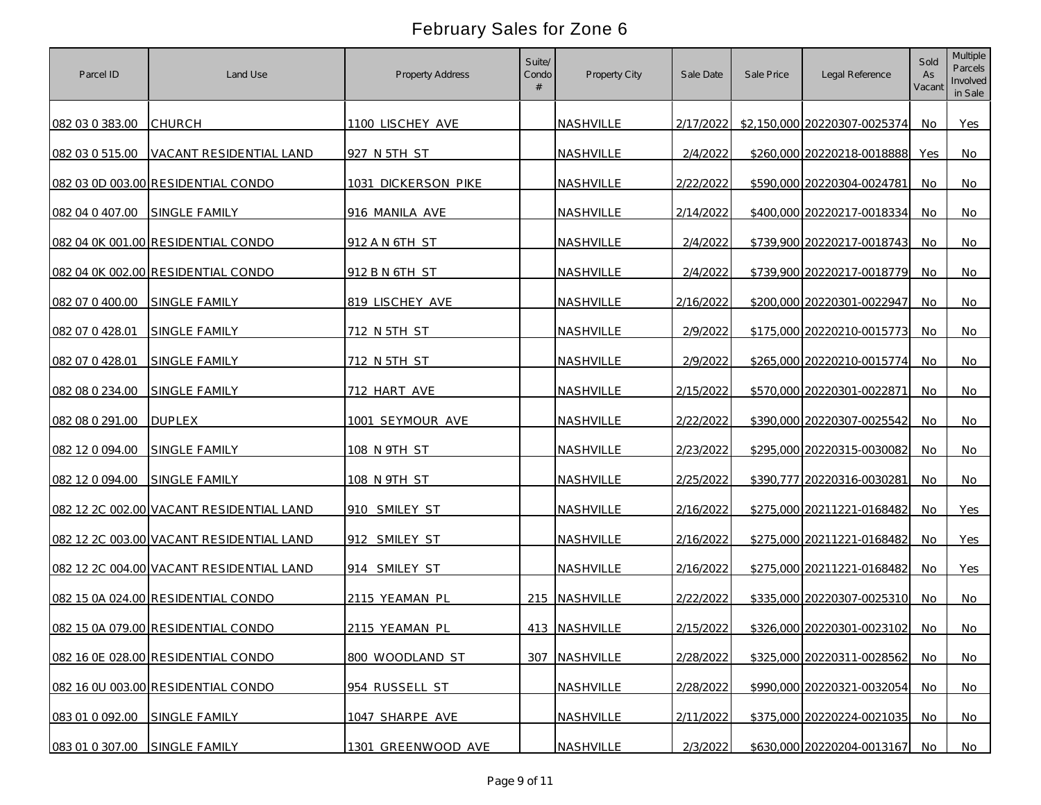# February Sales for Zone 6

| Parcel ID | Land Use | Property Address | Suite/ Condo # | Property City | Sale Date | Sale Price | Legal Reference | Sold As Vacant | Multiple Parcels Involved in Sale |
|---|---|---|---|---|---|---|---|---|---|
| 082 03 0 383.00 | CHURCH | 1100 LISCHEY AVE | | NASHVILLE | 2/17/2022 | $2,150,000 | 20220307-0025374 | No | Yes |
| 082 03 0 515.00 | VACANT RESIDENTIAL LAND | 927 N 5TH ST | | NASHVILLE | 2/4/2022 | $260,000 | 20220218-0018888 | Yes | No |
| 082 03 0D 003.00 | RESIDENTIAL CONDO | 1031 DICKERSON PIKE | | NASHVILLE | 2/22/2022 | $590,000 | 20220304-0024781 | No | No |
| 082 04 0 407.00 | SINGLE FAMILY | 916 MANILA AVE | | NASHVILLE | 2/14/2022 | $400,000 | 20220217-0018334 | No | No |
| 082 04 0K 001.00 | RESIDENTIAL CONDO | 912 A N 6TH ST | | NASHVILLE | 2/4/2022 | $739,900 | 20220217-0018743 | No | No |
| 082 04 0K 002.00 | RESIDENTIAL CONDO | 912 B N 6TH ST | | NASHVILLE | 2/4/2022 | $739,900 | 20220217-0018779 | No | No |
| 082 07 0 400.00 | SINGLE FAMILY | 819 LISCHEY AVE | | NASHVILLE | 2/16/2022 | $200,000 | 20220301-0022947 | No | No |
| 082 07 0 428.01 | SINGLE FAMILY | 712 N 5TH ST | | NASHVILLE | 2/9/2022 | $175,000 | 20220210-0015773 | No | No |
| 082 07 0 428.01 | SINGLE FAMILY | 712 N 5TH ST | | NASHVILLE | 2/9/2022 | $265,000 | 20220210-0015774 | No | No |
| 082 08 0 234.00 | SINGLE FAMILY | 712 HART AVE | | NASHVILLE | 2/15/2022 | $570,000 | 20220301-0022871 | No | No |
| 082 08 0 291.00 | DUPLEX | 1001 SEYMOUR AVE | | NASHVILLE | 2/22/2022 | $390,000 | 20220307-0025542 | No | No |
| 082 12 0 094.00 | SINGLE FAMILY | 108 N 9TH ST | | NASHVILLE | 2/23/2022 | $295,000 | 20220315-0030082 | No | No |
| 082 12 0 094.00 | SINGLE FAMILY | 108 N 9TH ST | | NASHVILLE | 2/25/2022 | $390,777 | 20220316-0030281 | No | No |
| 082 12 2C 002.00 | VACANT RESIDENTIAL LAND | 910 SMILEY ST | | NASHVILLE | 2/16/2022 | $275,000 | 20211221-0168482 | No | Yes |
| 082 12 2C 003.00 | VACANT RESIDENTIAL LAND | 912 SMILEY ST | | NASHVILLE | 2/16/2022 | $275,000 | 20211221-0168482 | No | Yes |
| 082 12 2C 004.00 | VACANT RESIDENTIAL LAND | 914 SMILEY ST | | NASHVILLE | 2/16/2022 | $275,000 | 20211221-0168482 | No | Yes |
| 082 15 0A 024.00 | RESIDENTIAL CONDO | 2115 YEAMAN PL | 215 | NASHVILLE | 2/22/2022 | $335,000 | 20220307-0025310 | No | No |
| 082 15 0A 079.00 | RESIDENTIAL CONDO | 2115 YEAMAN PL | 413 | NASHVILLE | 2/15/2022 | $326,000 | 20220301-0023102 | No | No |
| 082 16 0E 028.00 | RESIDENTIAL CONDO | 800 WOODLAND ST | 307 | NASHVILLE | 2/28/2022 | $325,000 | 20220311-0028562 | No | No |
| 082 16 0U 003.00 | RESIDENTIAL CONDO | 954 RUSSELL ST | | NASHVILLE | 2/28/2022 | $990,000 | 20220321-0032054 | No | No |
| 083 01 0 092.00 | SINGLE FAMILY | 1047 SHARPE AVE | | NASHVILLE | 2/11/2022 | $375,000 | 20220224-0021035 | No | No |
| 083 01 0 307.00 | SINGLE FAMILY | 1301 GREENWOOD AVE | | NASHVILLE | 2/3/2022 | $630,000 | 20220204-0013167 | No | No |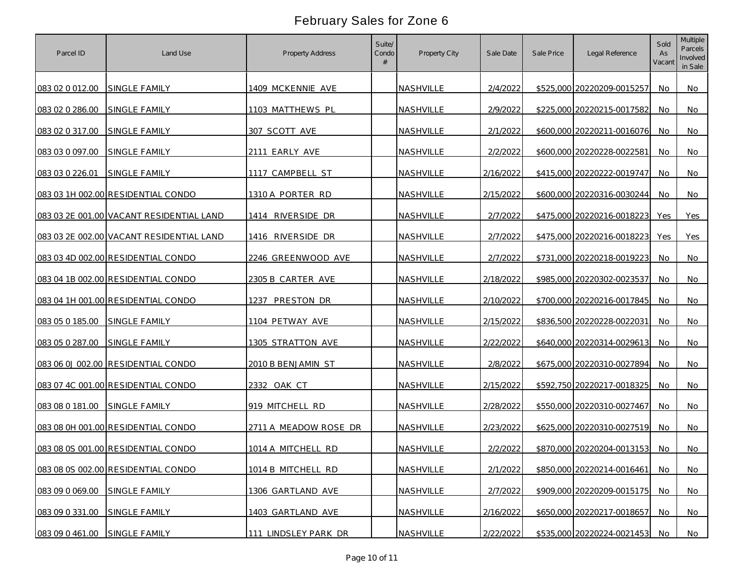# February Sales for Zone 6

| Parcel ID | Land Use | Property Address | Suite/ Condo # | Property City | Sale Date | Sale Price | Legal Reference | Sold As Vacant | Multiple Parcels Involved in Sale |
|---|---|---|---|---|---|---|---|---|---|
| 083 02 0 012.00 | SINGLE FAMILY | 1409 MCKENNIE AVE | | NASHVILLE | 2/4/2022 | $525,000 | 20220209-0015257 | No | No |
| 083 02 0 286.00 | SINGLE FAMILY | 1103 MATTHEWS PL | | NASHVILLE | 2/9/2022 | $225,000 | 20220215-0017582 | No | No |
| 083 02 0 317.00 | SINGLE FAMILY | 307 SCOTT AVE | | NASHVILLE | 2/1/2022 | $600,000 | 20220211-0016076 | No | No |
| 083 03 0 097.00 | SINGLE FAMILY | 2111 EARLY AVE | | NASHVILLE | 2/2/2022 | $600,000 | 20220228-0022581 | No | No |
| 083 03 0 226.01 | SINGLE FAMILY | 1117 CAMPBELL ST | | NASHVILLE | 2/16/2022 | $415,000 | 20220222-0019747 | No | No |
| 083 03 1H 002.00 | RESIDENTIAL CONDO | 1310 A PORTER RD | | NASHVILLE | 2/15/2022 | $600,000 | 20220316-0030244 | No | No |
| 083 03 2E 001.00 | VACANT RESIDENTIAL LAND | 1414 RIVERSIDE DR | | NASHVILLE | 2/7/2022 | $475,000 | 20220216-0018223 | Yes | Yes |
| 083 03 2E 002.00 | VACANT RESIDENTIAL LAND | 1416 RIVERSIDE DR | | NASHVILLE | 2/7/2022 | $475,000 | 20220216-0018223 | Yes | Yes |
| 083 03 4D 002.00 | RESIDENTIAL CONDO | 2246 GREENWOOD AVE | | NASHVILLE | 2/7/2022 | $731,000 | 20220218-0019223 | No | No |
| 083 04 1B 002.00 | RESIDENTIAL CONDO | 2305 B CARTER AVE | | NASHVILLE | 2/18/2022 | $985,000 | 20220302-0023537 | No | No |
| 083 04 1H 001.00 | RESIDENTIAL CONDO | 1237 PRESTON DR | | NASHVILLE | 2/10/2022 | $700,000 | 20220216-0017845 | No | No |
| 083 05 0 185.00 | SINGLE FAMILY | 1104 PETWAY AVE | | NASHVILLE | 2/15/2022 | $836,500 | 20220228-0022031 | No | No |
| 083 05 0 287.00 | SINGLE FAMILY | 1305 STRATTON AVE | | NASHVILLE | 2/22/2022 | $640,000 | 20220314-0029613 | No | No |
| 083 06 0J 002.00 | RESIDENTIAL CONDO | 2010 B BENJAMIN ST | | NASHVILLE | 2/8/2022 | $675,000 | 20220310-0027894 | No | No |
| 083 07 4C 001.00 | RESIDENTIAL CONDO | 2332 OAK CT | | NASHVILLE | 2/15/2022 | $592,750 | 20220217-0018325 | No | No |
| 083 08 0 181.00 | SINGLE FAMILY | 919 MITCHELL RD | | NASHVILLE | 2/28/2022 | $550,000 | 20220310-0027467 | No | No |
| 083 08 0H 001.00 | RESIDENTIAL CONDO | 2711 A MEADOW ROSE DR | | NASHVILLE | 2/23/2022 | $625,000 | 20220310-0027519 | No | No |
| 083 08 0S 001.00 | RESIDENTIAL CONDO | 1014 A MITCHELL RD | | NASHVILLE | 2/2/2022 | $870,000 | 20220204-0013153 | No | No |
| 083 08 0S 002.00 | RESIDENTIAL CONDO | 1014 B MITCHELL RD | | NASHVILLE | 2/1/2022 | $850,000 | 20220214-0016461 | No | No |
| 083 09 0 069.00 | SINGLE FAMILY | 1306 GARTLAND AVE | | NASHVILLE | 2/7/2022 | $909,000 | 20220209-0015175 | No | No |
| 083 09 0 331.00 | SINGLE FAMILY | 1403 GARTLAND AVE | | NASHVILLE | 2/16/2022 | $650,000 | 20220217-0018657 | No | No |
| 083 09 0 461.00 | SINGLE FAMILY | 111 LINDSLEY PARK DR | | NASHVILLE | 2/22/2022 | $535,000 | 20220224-0021453 | No | No |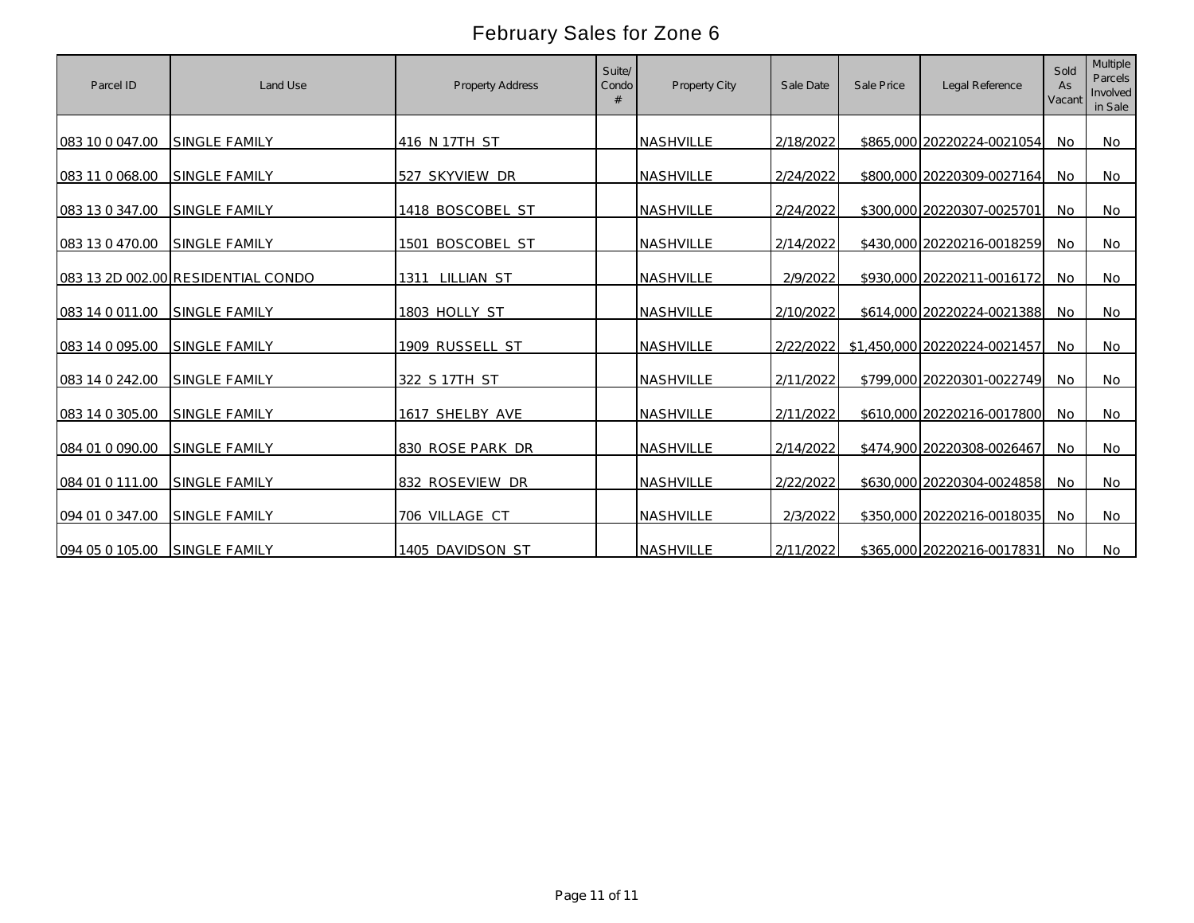# February Sales for Zone 6

| Parcel ID | Land Use | Property Address | Suite/ Condo # | Property City | Sale Date | Sale Price | Legal Reference | Sold As Vacant | Multiple Parcels Involved in Sale |
|---|---|---|---|---|---|---|---|---|---|
| 083 10 0 047.00 | SINGLE FAMILY | 416 N 17TH ST | | NASHVILLE | 2/18/2022 | $865,000 | 20220224-0021054 | No | No |
| 083 11 0 068.00 | SINGLE FAMILY | 527 SKYVIEW DR | | NASHVILLE | 2/24/2022 | $800,000 | 20220309-0027164 | No | No |
| 083 13 0 347.00 | SINGLE FAMILY | 1418 BOSCOBEL ST | | NASHVILLE | 2/24/2022 | $300,000 | 20220307-0025701 | No | No |
| 083 13 0 470.00 | SINGLE FAMILY | 1501 BOSCOBEL ST | | NASHVILLE | 2/14/2022 | $430,000 | 20220216-0018259 | No | No |
| 083 13 2D 002.00 | RESIDENTIAL CONDO | 1311 LILLIAN ST | | NASHVILLE | 2/9/2022 | $930,000 | 20220211-0016172 | No | No |
| 083 14 0 011.00 | SINGLE FAMILY | 1803 HOLLY ST | | NASHVILLE | 2/10/2022 | $614,000 | 20220224-0021388 | No | No |
| 083 14 0 095.00 | SINGLE FAMILY | 1909 RUSSELL ST | | NASHVILLE | 2/22/2022 | $1,450,000 | 20220224-0021457 | No | No |
| 083 14 0 242.00 | SINGLE FAMILY | 322 S 17TH ST | | NASHVILLE | 2/11/2022 | $799,000 | 20220301-0022749 | No | No |
| 083 14 0 305.00 | SINGLE FAMILY | 1617 SHELBY AVE | | NASHVILLE | 2/11/2022 | $610,000 | 20220216-0017800 | No | No |
| 084 01 0 090.00 | SINGLE FAMILY | 830 ROSE PARK DR | | NASHVILLE | 2/14/2022 | $474,900 | 20220308-0026467 | No | No |
| 084 01 0 111.00 | SINGLE FAMILY | 832 ROSEVIEW DR | | NASHVILLE | 2/22/2022 | $630,000 | 20220304-0024858 | No | No |
| 094 01 0 347.00 | SINGLE FAMILY | 706 VILLAGE CT | | NASHVILLE | 2/3/2022 | $350,000 | 20220216-0018035 | No | No |
| 094 05 0 105.00 | SINGLE FAMILY | 1405 DAVIDSON ST | | NASHVILLE | 2/11/2022 | $365,000 | 20220216-0017831 | No | No |